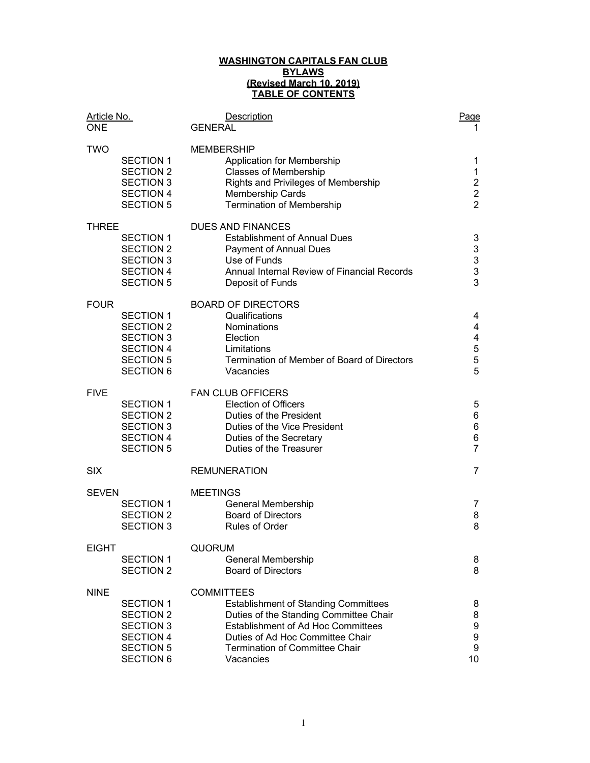# WASHINGTON CAPITALS FAN CLUB
## BYLAWS
### (Revised March 10, 2019)
### TABLE OF CONTENTS

| Article No. | | Description | Page |
|---|---|---|---|
| ONE | | GENERAL | 1 |
| TWO | | MEMBERSHIP | |
| | SECTION 1 | Application for Membership | 1 |
| | SECTION 2 | Classes of Membership | 1 |
| | SECTION 3 | Rights and Privileges of Membership | 2 |
| | SECTION 4 | Membership Cards | 2 |
| | SECTION 5 | Termination of Membership | 2 |
| THREE | | DUES AND FINANCES | |
| | SECTION 1 | Establishment of Annual Dues | 3 |
| | SECTION 2 | Payment of Annual Dues | 3 |
| | SECTION 3 | Use of Funds | 3 |
| | SECTION 4 | Annual Internal Review of Financial Records | 3 |
| | SECTION 5 | Deposit of Funds | 3 |
| FOUR | | BOARD OF DIRECTORS | |
| | SECTION 1 | Qualifications | 4 |
| | SECTION 2 | Nominations | 4 |
| | SECTION 3 | Election | 4 |
| | SECTION 4 | Limitations | 5 |
| | SECTION 5 | Termination of Member of Board of Directors | 5 |
| | SECTION 6 | Vacancies | 5 |
| FIVE | | FAN CLUB OFFICERS | |
| | SECTION 1 | Election of Officers | 5 |
| | SECTION 2 | Duties of the President | 6 |
| | SECTION 3 | Duties of the Vice President | 6 |
| | SECTION 4 | Duties of the Secretary | 6 |
| | SECTION 5 | Duties of the Treasurer | 7 |
| SIX | | REMUNERATION | 7 |
| SEVEN | | MEETINGS | |
| | SECTION 1 | General Membership | 7 |
| | SECTION 2 | Board of Directors | 8 |
| | SECTION 3 | Rules of Order | 8 |
| EIGHT | | QUORUM | |
| | SECTION 1 | General Membership | 8 |
| | SECTION 2 | Board of Directors | 8 |
| NINE | | COMMITTEES | |
| | SECTION 1 | Establishment of Standing Committees | 8 |
| | SECTION 2 | Duties of the Standing Committee Chair | 8 |
| | SECTION 3 | Establishment of Ad Hoc Committees | 9 |
| | SECTION 4 | Duties of Ad Hoc Committee Chair | 9 |
| | SECTION 5 | Termination of Committee Chair | 9 |
| | SECTION 6 | Vacancies | 10 |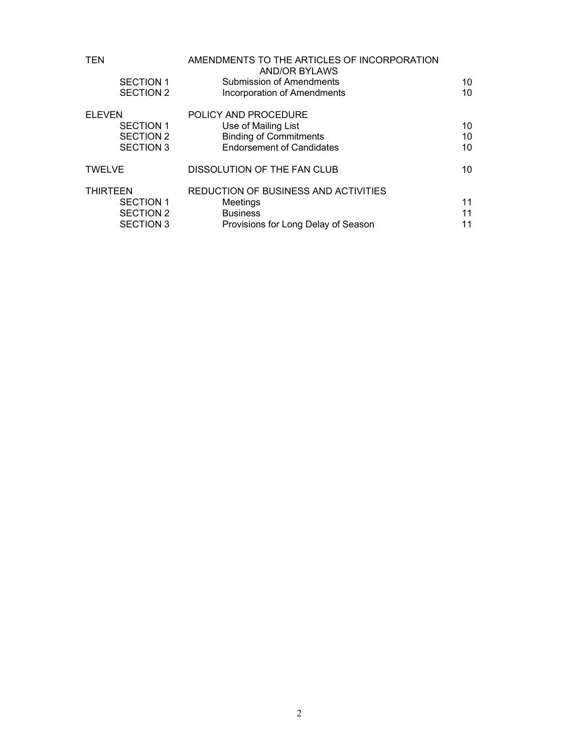| | | |
|---|---|---|
| TEN | AMENDMENTS TO THE ARTICLES OF INCORPORATION AND/OR BYLAWS | |
| SECTION 1 | Submission of Amendments | 10 |
| SECTION 2 | Incorporation of Amendments | 10 |
| ELEVEN | POLICY AND PROCEDURE | |
| SECTION 1 | Use of Mailing List | 10 |
| SECTION 2 | Binding of Commitments | 10 |
| SECTION 3 | Endorsement of Candidates | 10 |
| TWELVE | DISSOLUTION OF THE FAN CLUB | 10 |
| THIRTEEN | REDUCTION OF BUSINESS AND ACTIVITIES | |
| SECTION 1 | Meetings | 11 |
| SECTION 2 | Business | 11 |
| SECTION 3 | Provisions for Long Delay of Season | 11 |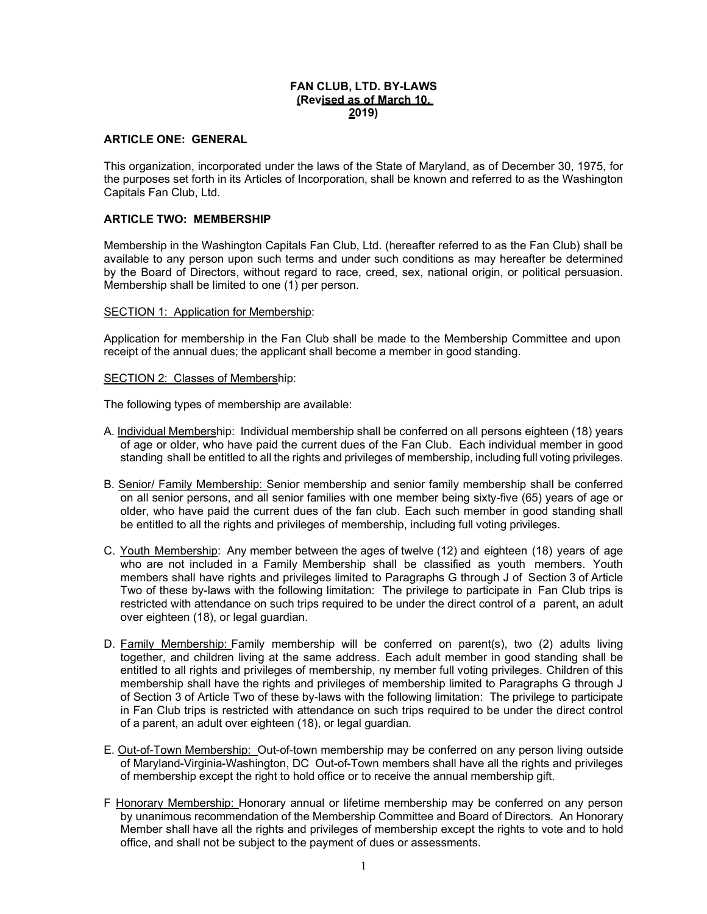# FAN CLUB, LTD. BY-LAWS
**(Revised as of March 10, 2019)**

## ARTICLE ONE: GENERAL

This organization, incorporated under the laws of the State of Maryland, as of December 30, 1975, for the purposes set forth in its Articles of Incorporation, shall be known and referred to as the Washington Capitals Fan Club, Ltd.

## ARTICLE TWO: MEMBERSHIP

Membership in the Washington Capitals Fan Club, Ltd. (hereafter referred to as the Fan Club) shall be available to any person upon such terms and under such conditions as may hereafter be determined by the Board of Directors, without regard to race, creed, sex, national origin, or political persuasion. Membership shall be limited to one (1) per person.

SECTION 1: Application for Membership:

Application for membership in the Fan Club shall be made to the Membership Committee and upon receipt of the annual dues; the applicant shall become a member in good standing.

SECTION 2: Classes of Membership:

The following types of membership are available:

A. Individual Membership: Individual membership shall be conferred on all persons eighteen (18) years of age or older, who have paid the current dues of the Fan Club. Each individual member in good standing shall be entitled to all the rights and privileges of membership, including full voting privileges.

B. Senior/ Family Membership: Senior membership and senior family membership shall be conferred on all senior persons, and all senior families with one member being sixty-five (65) years of age or older, who have paid the current dues of the fan club. Each such member in good standing shall be entitled to all the rights and privileges of membership, including full voting privileges.

C. Youth Membership: Any member between the ages of twelve (12) and eighteen (18) years of age who are not included in a Family Membership shall be classified as youth members. Youth members shall have rights and privileges limited to Paragraphs G through J of Section 3 of Article Two of these by-laws with the following limitation: The privilege to participate in Fan Club trips is restricted with attendance on such trips required to be under the direct control of a parent, an adult over eighteen (18), or legal guardian.

D. Family Membership: Family membership will be conferred on parent(s), two (2) adults living together, and children living at the same address. Each adult member in good standing shall be entitled to all rights and privileges of membership, ny member full voting privileges. Children of this membership shall have the rights and privileges of membership limited to Paragraphs G through J of Section 3 of Article Two of these by-laws with the following limitation: The privilege to participate in Fan Club trips is restricted with attendance on such trips required to be under the direct control of a parent, an adult over eighteen (18), or legal guardian.

E. Out-of-Town Membership: Out-of-town membership may be conferred on any person living outside of Maryland-Virginia-Washington, DC Out-of-Town members shall have all the rights and privileges of membership except the right to hold office or to receive the annual membership gift.

F Honorary Membership: Honorary annual or lifetime membership may be conferred on any person by unanimous recommendation of the Membership Committee and Board of Directors. An Honorary Member shall have all the rights and privileges of membership except the rights to vote and to hold office, and shall not be subject to the payment of dues or assessments.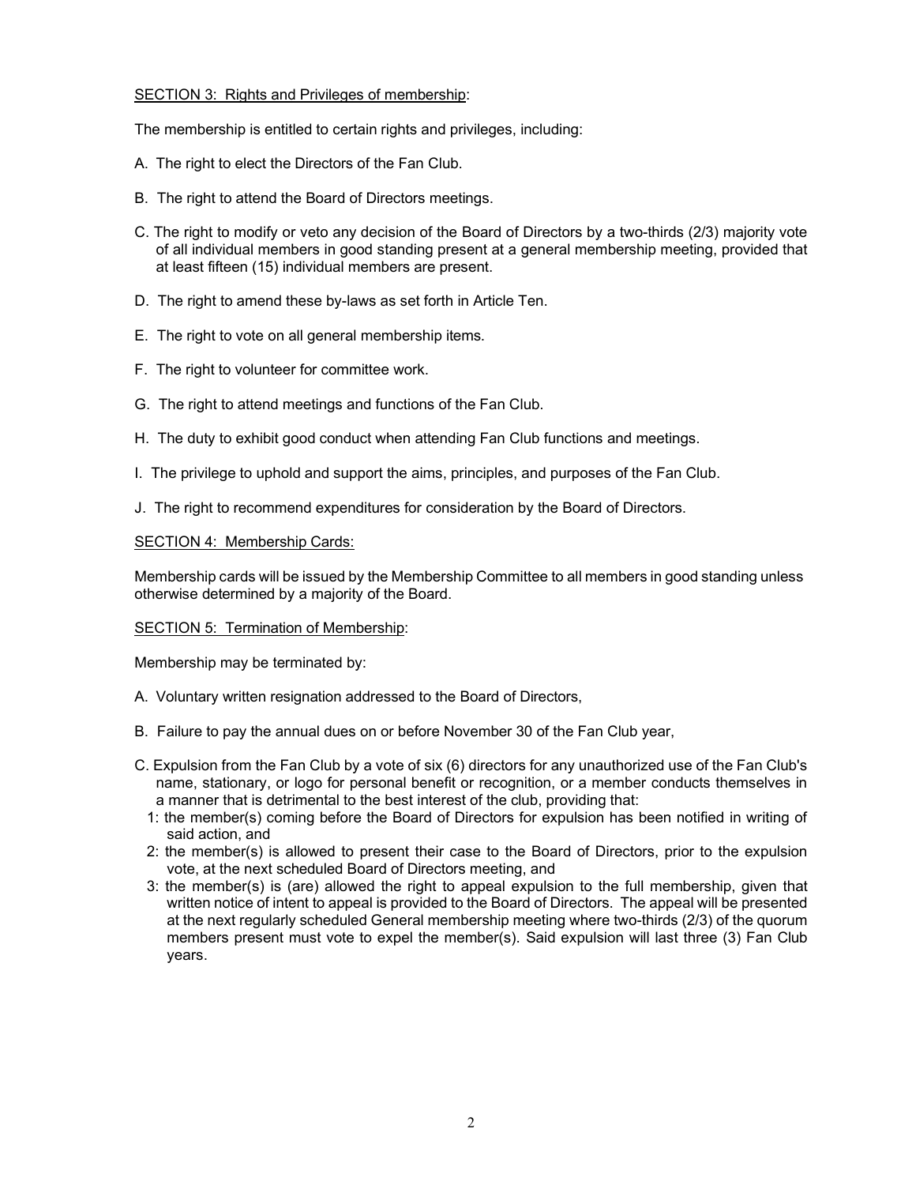SECTION 3: Rights and Privileges of membership:

The membership is entitled to certain rights and privileges, including:

A. The right to elect the Directors of the Fan Club.

B. The right to attend the Board of Directors meetings.

C. The right to modify or veto any decision of the Board of Directors by a two-thirds (2/3) majority vote of all individual members in good standing present at a general membership meeting, provided that at least fifteen (15) individual members are present.

D. The right to amend these by-laws as set forth in Article Ten.

E. The right to vote on all general membership items.

F. The right to volunteer for committee work.

G. The right to attend meetings and functions of the Fan Club.

H. The duty to exhibit good conduct when attending Fan Club functions and meetings.

I. The privilege to uphold and support the aims, principles, and purposes of the Fan Club.

J. The right to recommend expenditures for consideration by the Board of Directors.

SECTION 4: Membership Cards:

Membership cards will be issued by the Membership Committee to all members in good standing unless otherwise determined by a majority of the Board.

SECTION 5: Termination of Membership:

Membership may be terminated by:

A. Voluntary written resignation addressed to the Board of Directors,

B. Failure to pay the annual dues on or before November 30 of the Fan Club year,

C. Expulsion from the Fan Club by a vote of six (6) directors for any unauthorized use of the Fan Club's name, stationary, or logo for personal benefit or recognition, or a member conducts themselves in a manner that is detrimental to the best interest of the club, providing that:
  1: the member(s) coming before the Board of Directors for expulsion has been notified in writing of said action, and
  2: the member(s) is allowed to present their case to the Board of Directors, prior to the expulsion vote, at the next scheduled Board of Directors meeting, and
  3: the member(s) is (are) allowed the right to appeal expulsion to the full membership, given that written notice of intent to appeal is provided to the Board of Directors. The appeal will be presented at the next regularly scheduled General membership meeting where two-thirds (2/3) of the quorum members present must vote to expel the member(s). Said expulsion will last three (3) Fan Club years.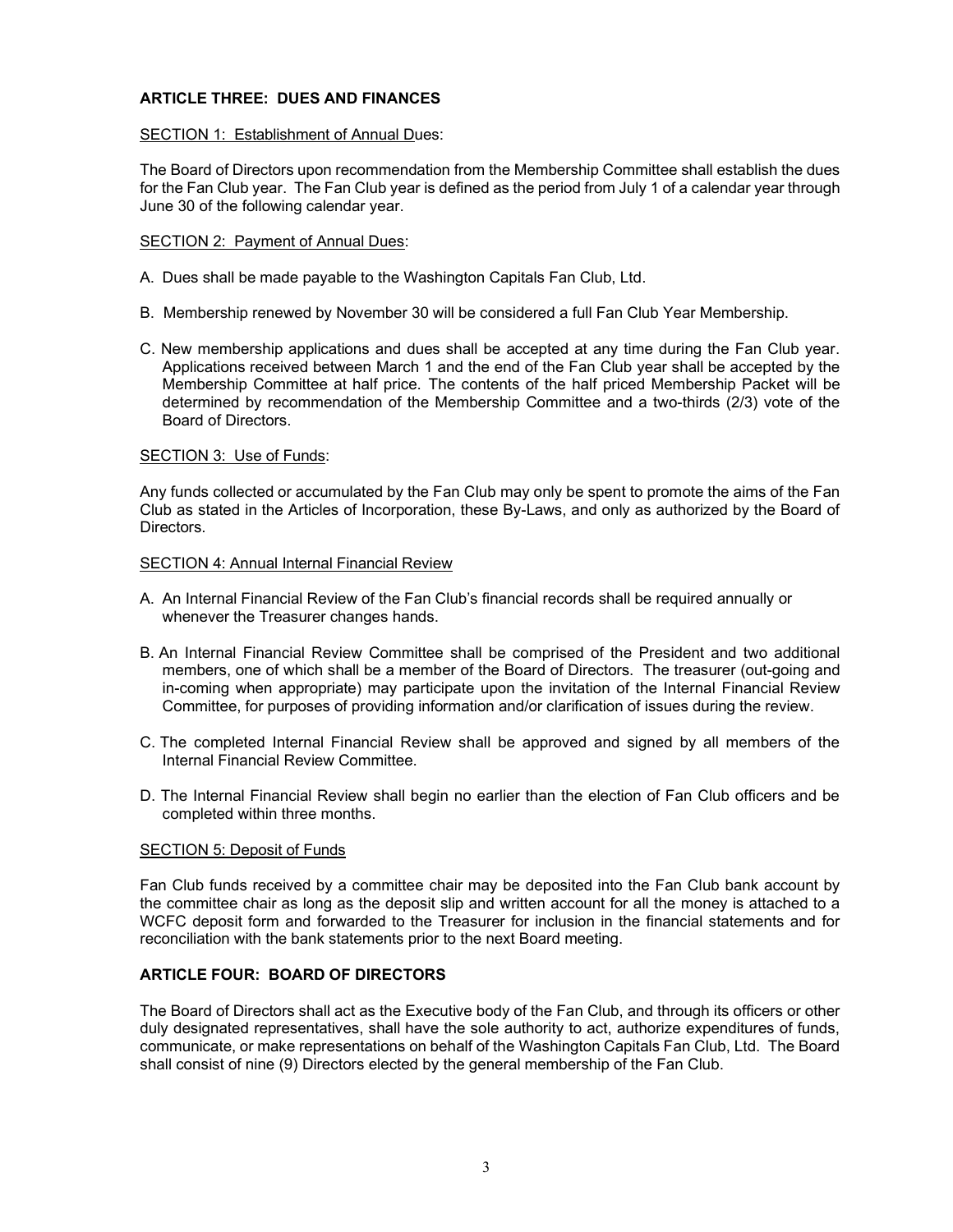## ARTICLE THREE: DUES AND FINANCES

SECTION 1: Establishment of Annual Dues:

The Board of Directors upon recommendation from the Membership Committee shall establish the dues for the Fan Club year. The Fan Club year is defined as the period from July 1 of a calendar year through June 30 of the following calendar year.

SECTION 2: Payment of Annual Dues:

A. Dues shall be made payable to the Washington Capitals Fan Club, Ltd.

B. Membership renewed by November 30 will be considered a full Fan Club Year Membership.

C. New membership applications and dues shall be accepted at any time during the Fan Club year. Applications received between March 1 and the end of the Fan Club year shall be accepted by the Membership Committee at half price. The contents of the half priced Membership Packet will be determined by recommendation of the Membership Committee and a two-thirds (2/3) vote of the Board of Directors.

SECTION 3: Use of Funds:

Any funds collected or accumulated by the Fan Club may only be spent to promote the aims of the Fan Club as stated in the Articles of Incorporation, these By-Laws, and only as authorized by the Board of Directors.

SECTION 4: Annual Internal Financial Review

A. An Internal Financial Review of the Fan Club's financial records shall be required annually or whenever the Treasurer changes hands.

B. An Internal Financial Review Committee shall be comprised of the President and two additional members, one of which shall be a member of the Board of Directors. The treasurer (out-going and in-coming when appropriate) may participate upon the invitation of the Internal Financial Review Committee, for purposes of providing information and/or clarification of issues during the review.

C. The completed Internal Financial Review shall be approved and signed by all members of the Internal Financial Review Committee.

D. The Internal Financial Review shall begin no earlier than the election of Fan Club officers and be completed within three months.

SECTION 5: Deposit of Funds

Fan Club funds received by a committee chair may be deposited into the Fan Club bank account by the committee chair as long as the deposit slip and written account for all the money is attached to a WCFC deposit form and forwarded to the Treasurer for inclusion in the financial statements and for reconciliation with the bank statements prior to the next Board meeting.

## ARTICLE FOUR: BOARD OF DIRECTORS

The Board of Directors shall act as the Executive body of the Fan Club, and through its officers or other duly designated representatives, shall have the sole authority to act, authorize expenditures of funds, communicate, or make representations on behalf of the Washington Capitals Fan Club, Ltd. The Board shall consist of nine (9) Directors elected by the general membership of the Fan Club.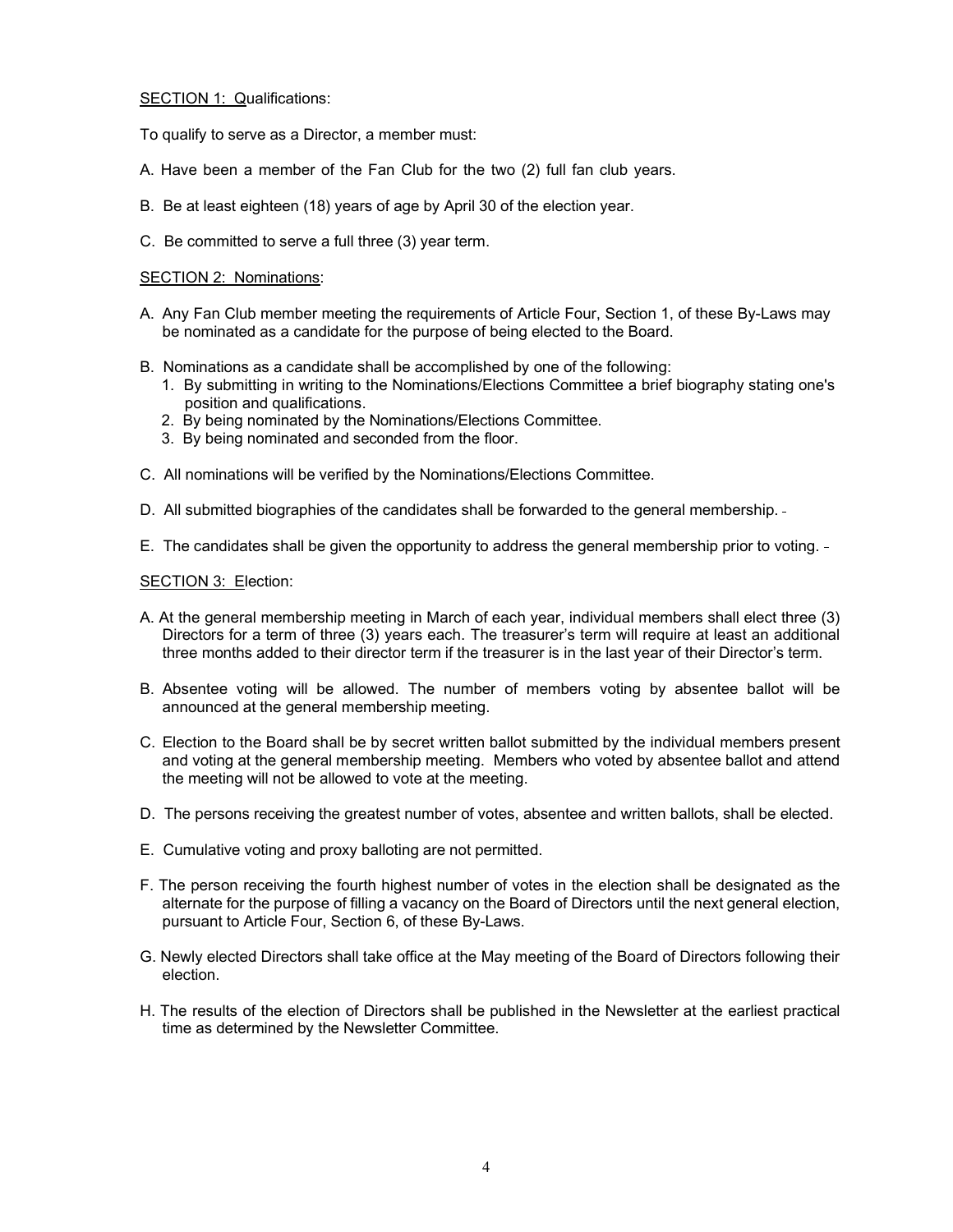SECTION 1: Qualifications:

To qualify to serve as a Director, a member must:

A. Have been a member of the Fan Club for the two (2) full fan club years.

B. Be at least eighteen (18) years of age by April 30 of the election year.

C. Be committed to serve a full three (3) year term.

SECTION 2: Nominations:

A. Any Fan Club member meeting the requirements of Article Four, Section 1, of these By-Laws may be nominated as a candidate for the purpose of being elected to the Board.

B. Nominations as a candidate shall be accomplished by one of the following:
   1. By submitting in writing to the Nominations/Elections Committee a brief biography stating one's position and qualifications.
   2. By being nominated by the Nominations/Elections Committee.
   3. By being nominated and seconded from the floor.

C. All nominations will be verified by the Nominations/Elections Committee.

D. All submitted biographies of the candidates shall be forwarded to the general membership.

E. The candidates shall be given the opportunity to address the general membership prior to voting.

SECTION 3: Election:

A. At the general membership meeting in March of each year, individual members shall elect three (3) Directors for a term of three (3) years each. The treasurer's term will require at least an additional three months added to their director term if the treasurer is in the last year of their Director's term.

B. Absentee voting will be allowed. The number of members voting by absentee ballot will be announced at the general membership meeting.

C. Election to the Board shall be by secret written ballot submitted by the individual members present and voting at the general membership meeting. Members who voted by absentee ballot and attend the meeting will not be allowed to vote at the meeting.

D. The persons receiving the greatest number of votes, absentee and written ballots, shall be elected.

E. Cumulative voting and proxy balloting are not permitted.

F. The person receiving the fourth highest number of votes in the election shall be designated as the alternate for the purpose of filling a vacancy on the Board of Directors until the next general election, pursuant to Article Four, Section 6, of these By-Laws.

G. Newly elected Directors shall take office at the May meeting of the Board of Directors following their election.

H. The results of the election of Directors shall be published in the Newsletter at the earliest practical time as determined by the Newsletter Committee.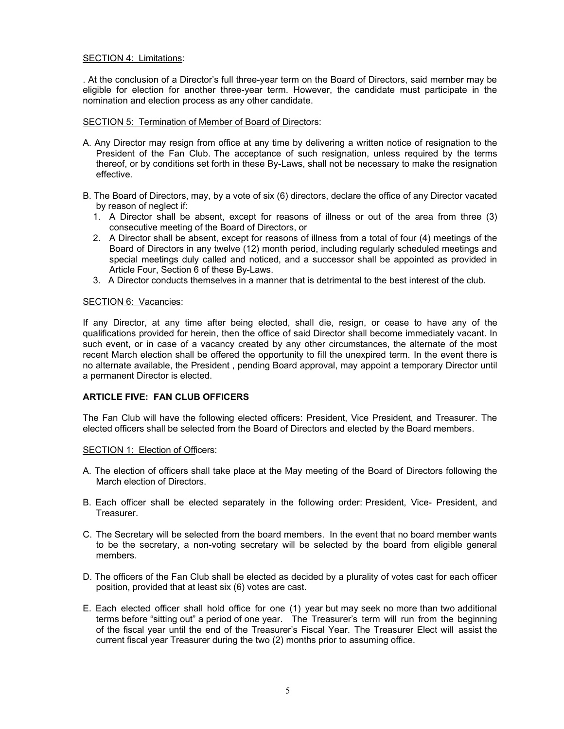SECTION 4: Limitations:

. At the conclusion of a Director's full three-year term on the Board of Directors, said member may be eligible for election for another three-year term. However, the candidate must participate in the nomination and election process as any other candidate.

SECTION 5: Termination of Member of Board of Directors:

A. Any Director may resign from office at any time by delivering a written notice of resignation to the President of the Fan Club. The acceptance of such resignation, unless required by the terms thereof, or by conditions set forth in these By-Laws, shall not be necessary to make the resignation effective.

B. The Board of Directors, may, by a vote of six (6) directors, declare the office of any Director vacated by reason of neglect if:
   1. A Director shall be absent, except for reasons of illness or out of the area from three (3) consecutive meeting of the Board of Directors, or
   2. A Director shall be absent, except for reasons of illness from a total of four (4) meetings of the Board of Directors in any twelve (12) month period, including regularly scheduled meetings and special meetings duly called and noticed, and a successor shall be appointed as provided in Article Four, Section 6 of these By-Laws.
   3. A Director conducts themselves in a manner that is detrimental to the best interest of the club.

SECTION 6: Vacancies:

If any Director, at any time after being elected, shall die, resign, or cease to have any of the qualifications provided for herein, then the office of said Director shall become immediately vacant. In such event, or in case of a vacancy created by any other circumstances, the alternate of the most recent March election shall be offered the opportunity to fill the unexpired term. In the event there is no alternate available, the President , pending Board approval, may appoint a temporary Director until a permanent Director is elected.

## ARTICLE FIVE: FAN CLUB OFFICERS

The Fan Club will have the following elected officers: President, Vice President, and Treasurer. The elected officers shall be selected from the Board of Directors and elected by the Board members.

SECTION 1: Election of Officers:

A. The election of officers shall take place at the May meeting of the Board of Directors following the March election of Directors.

B. Each officer shall be elected separately in the following order: President, Vice- President, and Treasurer.

C. The Secretary will be selected from the board members. In the event that no board member wants to be the secretary, a non-voting secretary will be selected by the board from eligible general members.

D. The officers of the Fan Club shall be elected as decided by a plurality of votes cast for each officer position, provided that at least six (6) votes are cast.

E. Each elected officer shall hold office for one (1) year but may seek no more than two additional terms before "sitting out" a period of one year. The Treasurer's term will run from the beginning of the fiscal year until the end of the Treasurer's Fiscal Year. The Treasurer Elect will assist the current fiscal year Treasurer during the two (2) months prior to assuming office.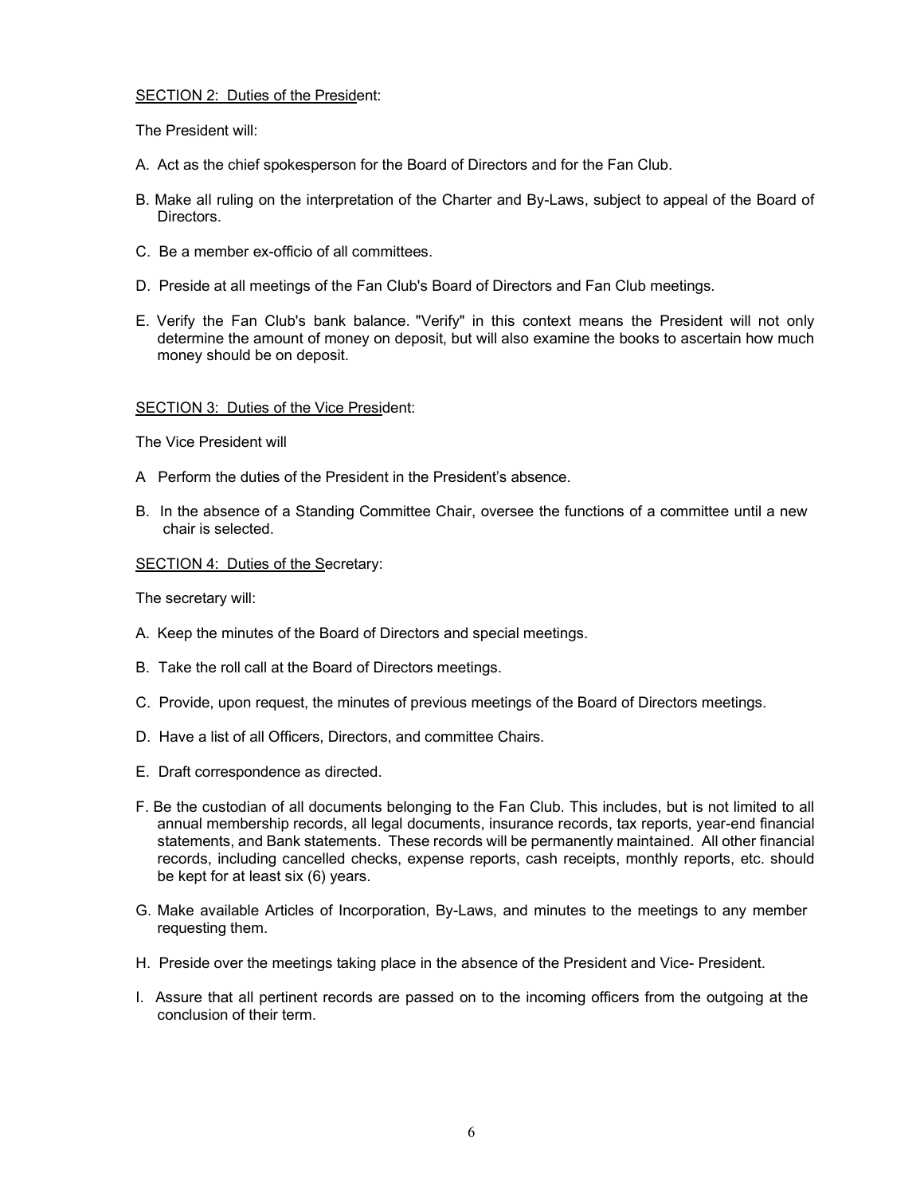SECTION 2: Duties of the President:

The President will:

A. Act as the chief spokesperson for the Board of Directors and for the Fan Club.

B. Make all ruling on the interpretation of the Charter and By-Laws, subject to appeal of the Board of Directors.

C. Be a member ex-officio of all committees.

D. Preside at all meetings of the Fan Club's Board of Directors and Fan Club meetings.

E. Verify the Fan Club's bank balance. "Verify" in this context means the President will not only determine the amount of money on deposit, but will also examine the books to ascertain how much money should be on deposit.

SECTION 3: Duties of the Vice President:

The Vice President will

A Perform the duties of the President in the President's absence.

B. In the absence of a Standing Committee Chair, oversee the functions of a committee until a new chair is selected.

SECTION 4: Duties of the Secretary:

The secretary will:

A. Keep the minutes of the Board of Directors and special meetings.

B. Take the roll call at the Board of Directors meetings.

C. Provide, upon request, the minutes of previous meetings of the Board of Directors meetings.

D. Have a list of all Officers, Directors, and committee Chairs.

E. Draft correspondence as directed.

F. Be the custodian of all documents belonging to the Fan Club. This includes, but is not limited to all annual membership records, all legal documents, insurance records, tax reports, year-end financial statements, and Bank statements. These records will be permanently maintained. All other financial records, including cancelled checks, expense reports, cash receipts, monthly reports, etc. should be kept for at least six (6) years.

G. Make available Articles of Incorporation, By-Laws, and minutes to the meetings to any member requesting them.

H. Preside over the meetings taking place in the absence of the President and Vice- President.

I. Assure that all pertinent records are passed on to the incoming officers from the outgoing at the conclusion of their term.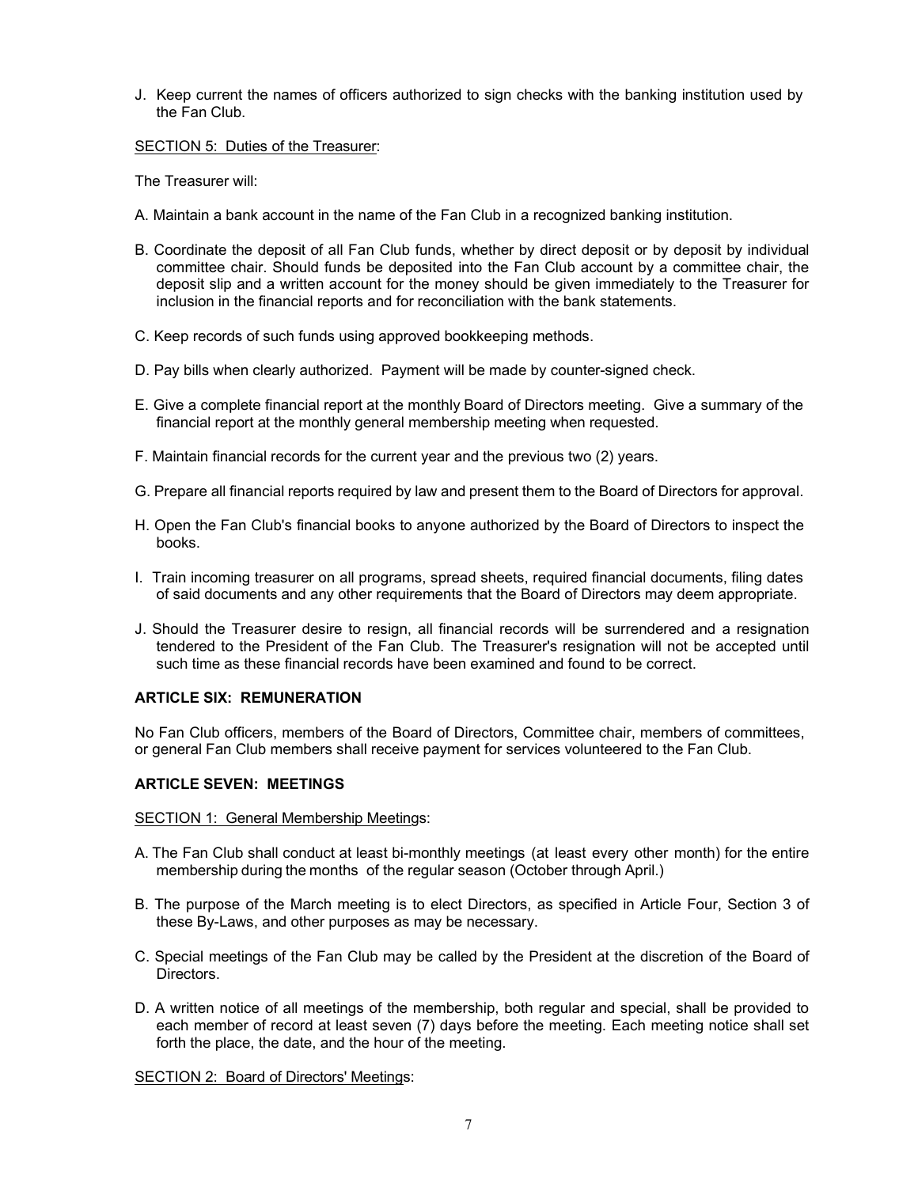J. Keep current the names of officers authorized to sign checks with the banking institution used by the Fan Club.

SECTION 5: Duties of the Treasurer:

The Treasurer will:

A. Maintain a bank account in the name of the Fan Club in a recognized banking institution.

B. Coordinate the deposit of all Fan Club funds, whether by direct deposit or by deposit by individual committee chair. Should funds be deposited into the Fan Club account by a committee chair, the deposit slip and a written account for the money should be given immediately to the Treasurer for inclusion in the financial reports and for reconciliation with the bank statements.

C. Keep records of such funds using approved bookkeeping methods.

D. Pay bills when clearly authorized. Payment will be made by counter-signed check.

E. Give a complete financial report at the monthly Board of Directors meeting. Give a summary of the financial report at the monthly general membership meeting when requested.

F. Maintain financial records for the current year and the previous two (2) years.

G. Prepare all financial reports required by law and present them to the Board of Directors for approval.

H. Open the Fan Club's financial books to anyone authorized by the Board of Directors to inspect the books.

I. Train incoming treasurer on all programs, spread sheets, required financial documents, filing dates of said documents and any other requirements that the Board of Directors may deem appropriate.

J. Should the Treasurer desire to resign, all financial records will be surrendered and a resignation tendered to the President of the Fan Club. The Treasurer's resignation will not be accepted until such time as these financial records have been examined and found to be correct.

**ARTICLE SIX: REMUNERATION**

No Fan Club officers, members of the Board of Directors, Committee chair, members of committees, or general Fan Club members shall receive payment for services volunteered to the Fan Club.

**ARTICLE SEVEN: MEETINGS**

SECTION 1: General Membership Meetings:

A. The Fan Club shall conduct at least bi-monthly meetings (at least every other month) for the entire membership during the months of the regular season (October through April.)

B. The purpose of the March meeting is to elect Directors, as specified in Article Four, Section 3 of these By-Laws, and other purposes as may be necessary.

C. Special meetings of the Fan Club may be called by the President at the discretion of the Board of Directors.

D. A written notice of all meetings of the membership, both regular and special, shall be provided to each member of record at least seven (7) days before the meeting. Each meeting notice shall set forth the place, the date, and the hour of the meeting.

SECTION 2: Board of Directors' Meetings: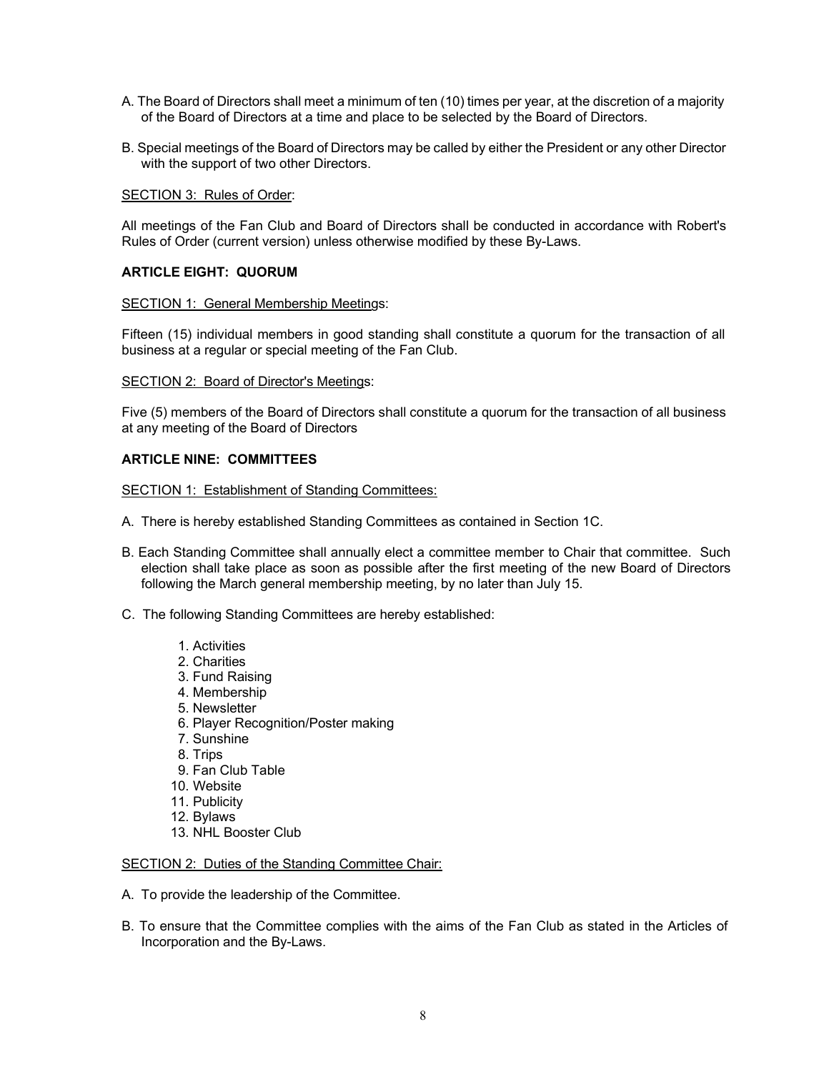A. The Board of Directors shall meet a minimum of ten (10) times per year, at the discretion of a majority of the Board of Directors at a time and place to be selected by the Board of Directors.

B. Special meetings of the Board of Directors may be called by either the President or any other Director with the support of two other Directors.

<u>SECTION 3: Rules of Order</u>:

All meetings of the Fan Club and Board of Directors shall be conducted in accordance with Robert's Rules of Order (current version) unless otherwise modified by these By-Laws.

**ARTICLE EIGHT: QUORUM**

<u>SECTION 1: General Membership Meetings</u>:

Fifteen (15) individual members in good standing shall constitute a quorum for the transaction of all business at a regular or special meeting of the Fan Club.

<u>SECTION 2: Board of Director's Meetings</u>:

Five (5) members of the Board of Directors shall constitute a quorum for the transaction of all business at any meeting of the Board of Directors

**ARTICLE NINE: COMMITTEES**

<u>SECTION 1: Establishment of Standing Committees:</u>

A. There is hereby established Standing Committees as contained in Section 1C.

B. Each Standing Committee shall annually elect a committee member to Chair that committee. Such election shall take place as soon as possible after the first meeting of the new Board of Directors following the March general membership meeting, by no later than July 15.

C. The following Standing Committees are hereby established:

1. Activities
2. Charities
3. Fund Raising
4. Membership
5. Newsletter
6. Player Recognition/Poster making
7. Sunshine
8. Trips
9. Fan Club Table
10. Website
11. Publicity
12. Bylaws
13. NHL Booster Club

<u>SECTION 2: Duties of the Standing Committee Chair:</u>

A. To provide the leadership of the Committee.

B. To ensure that the Committee complies with the aims of the Fan Club as stated in the Articles of Incorporation and the By-Laws.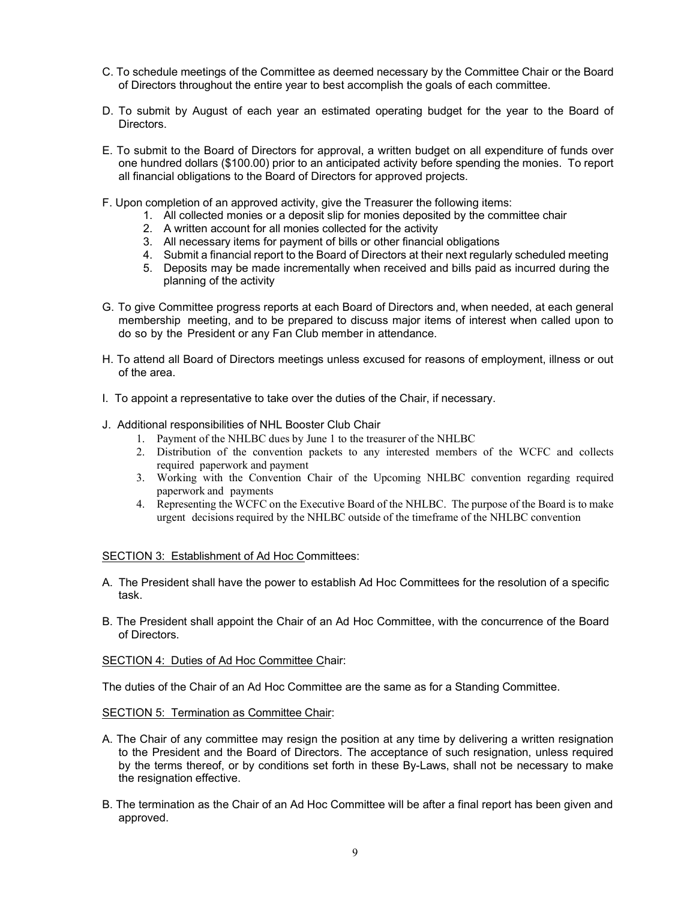C. To schedule meetings of the Committee as deemed necessary by the Committee Chair or the Board of Directors throughout the entire year to best accomplish the goals of each committee.

D. To submit by August of each year an estimated operating budget for the year to the Board of Directors.

E. To submit to the Board of Directors for approval, a written budget on all expenditure of funds over one hundred dollars ($100.00) prior to an anticipated activity before spending the monies. To report all financial obligations to the Board of Directors for approved projects.

F. Upon completion of an approved activity, give the Treasurer the following items:

1. All collected monies or a deposit slip for monies deposited by the committee chair
2. A written account for all monies collected for the activity
3. All necessary items for payment of bills or other financial obligations
4. Submit a financial report to the Board of Directors at their next regularly scheduled meeting
5. Deposits may be made incrementally when received and bills paid as incurred during the planning of the activity

G. To give Committee progress reports at each Board of Directors and, when needed, at each general membership meeting, and to be prepared to discuss major items of interest when called upon to do so by the President or any Fan Club member in attendance.

H. To attend all Board of Directors meetings unless excused for reasons of employment, illness or out of the area.

I. To appoint a representative to take over the duties of the Chair, if necessary.

J. Additional responsibilities of NHL Booster Club Chair

1. Payment of the NHLBC dues by June 1 to the treasurer of the NHLBC
2. Distribution of the convention packets to any interested members of the WCFC and collects required paperwork and payment
3. Working with the Convention Chair of the Upcoming NHLBC convention regarding required paperwork and payments
4. Representing the WCFC on the Executive Board of the NHLBC. The purpose of the Board is to make urgent decisions required by the NHLBC outside of the timeframe of the NHLBC convention

SECTION 3: Establishment of Ad Hoc Committees:

A. The President shall have the power to establish Ad Hoc Committees for the resolution of a specific task.

B. The President shall appoint the Chair of an Ad Hoc Committee, with the concurrence of the Board of Directors.

SECTION 4: Duties of Ad Hoc Committee Chair:

The duties of the Chair of an Ad Hoc Committee are the same as for a Standing Committee.

SECTION 5: Termination as Committee Chair:

A. The Chair of any committee may resign the position at any time by delivering a written resignation to the President and the Board of Directors. The acceptance of such resignation, unless required by the terms thereof, or by conditions set forth in these By-Laws, shall not be necessary to make the resignation effective.

B. The termination as the Chair of an Ad Hoc Committee will be after a final report has been given and approved.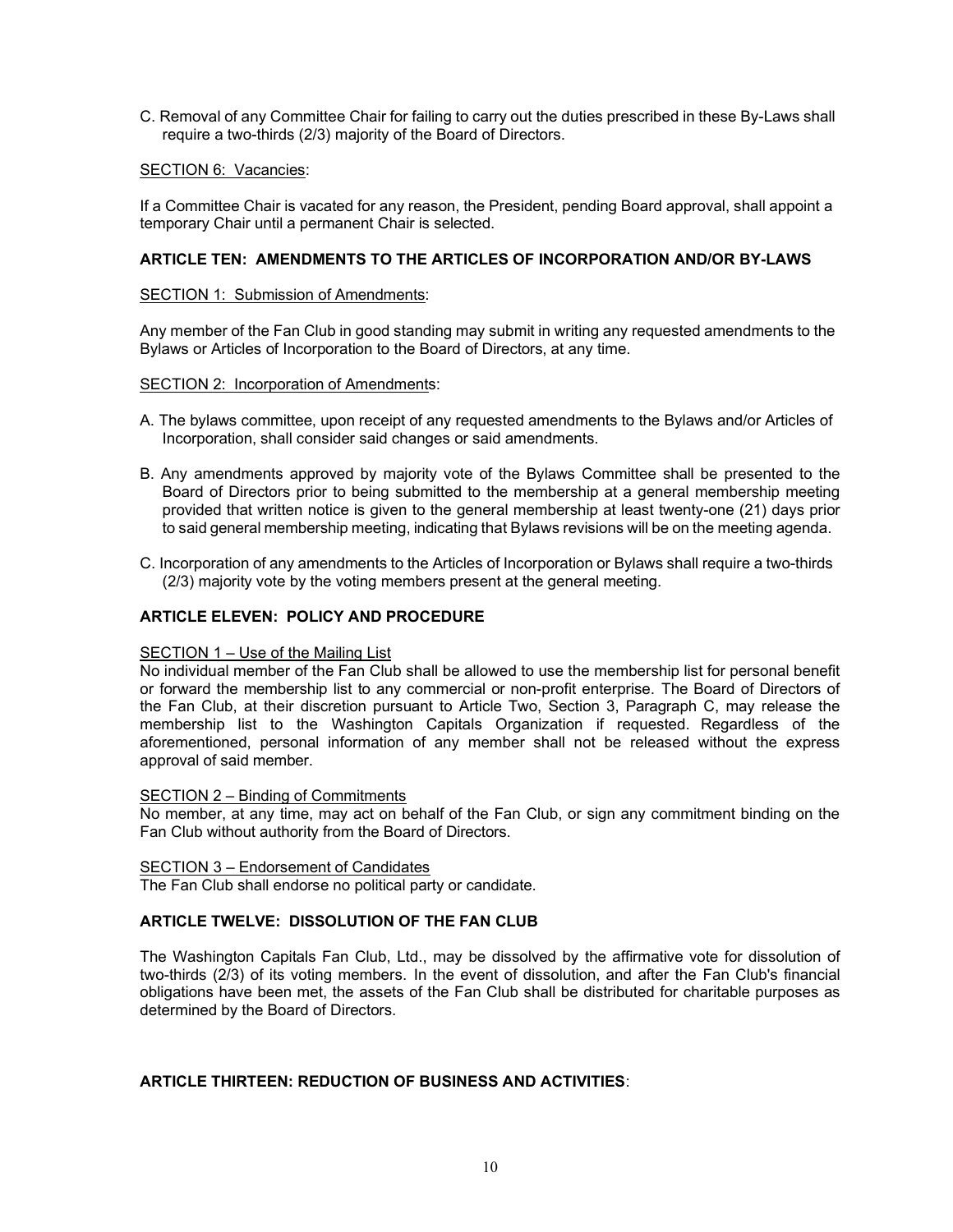C. Removal of any Committee Chair for failing to carry out the duties prescribed in these By-Laws shall require a two-thirds (2/3) majority of the Board of Directors.

<u>SECTION 6: Vacancies</u>:

If a Committee Chair is vacated for any reason, the President, pending Board approval, shall appoint a temporary Chair until a permanent Chair is selected.

### ARTICLE TEN: AMENDMENTS TO THE ARTICLES OF INCORPORATION AND/OR BY-LAWS

<u>SECTION 1: Submission of Amendments</u>:

Any member of the Fan Club in good standing may submit in writing any requested amendments to the Bylaws or Articles of Incorporation to the Board of Directors, at any time.

<u>SECTION 2: Incorporation of Amendments</u>:

A. The bylaws committee, upon receipt of any requested amendments to the Bylaws and/or Articles of Incorporation, shall consider said changes or said amendments.

B. Any amendments approved by majority vote of the Bylaws Committee shall be presented to the Board of Directors prior to being submitted to the membership at a general membership meeting provided that written notice is given to the general membership at least twenty-one (21) days prior to said general membership meeting, indicating that Bylaws revisions will be on the meeting agenda.

C. Incorporation of any amendments to the Articles of Incorporation or Bylaws shall require a two-thirds (2/3) majority vote by the voting members present at the general meeting.

### ARTICLE ELEVEN: POLICY AND PROCEDURE

<u>SECTION 1 – Use of the Mailing List</u>
No individual member of the Fan Club shall be allowed to use the membership list for personal benefit or forward the membership list to any commercial or non-profit enterprise. The Board of Directors of the Fan Club, at their discretion pursuant to Article Two, Section 3, Paragraph C, may release the membership list to the Washington Capitals Organization if requested. Regardless of the aforementioned, personal information of any member shall not be released without the express approval of said member.

<u>SECTION 2 – Binding of Commitments</u>
No member, at any time, may act on behalf of the Fan Club, or sign any commitment binding on the Fan Club without authority from the Board of Directors.

<u>SECTION 3 – Endorsement of Candidates</u>
The Fan Club shall endorse no political party or candidate.

### ARTICLE TWELVE: DISSOLUTION OF THE FAN CLUB

The Washington Capitals Fan Club, Ltd., may be dissolved by the affirmative vote for dissolution of two-thirds (2/3) of its voting members. In the event of dissolution, and after the Fan Club's financial obligations have been met, the assets of the Fan Club shall be distributed for charitable purposes as determined by the Board of Directors.

### ARTICLE THIRTEEN: REDUCTION OF BUSINESS AND ACTIVITIES: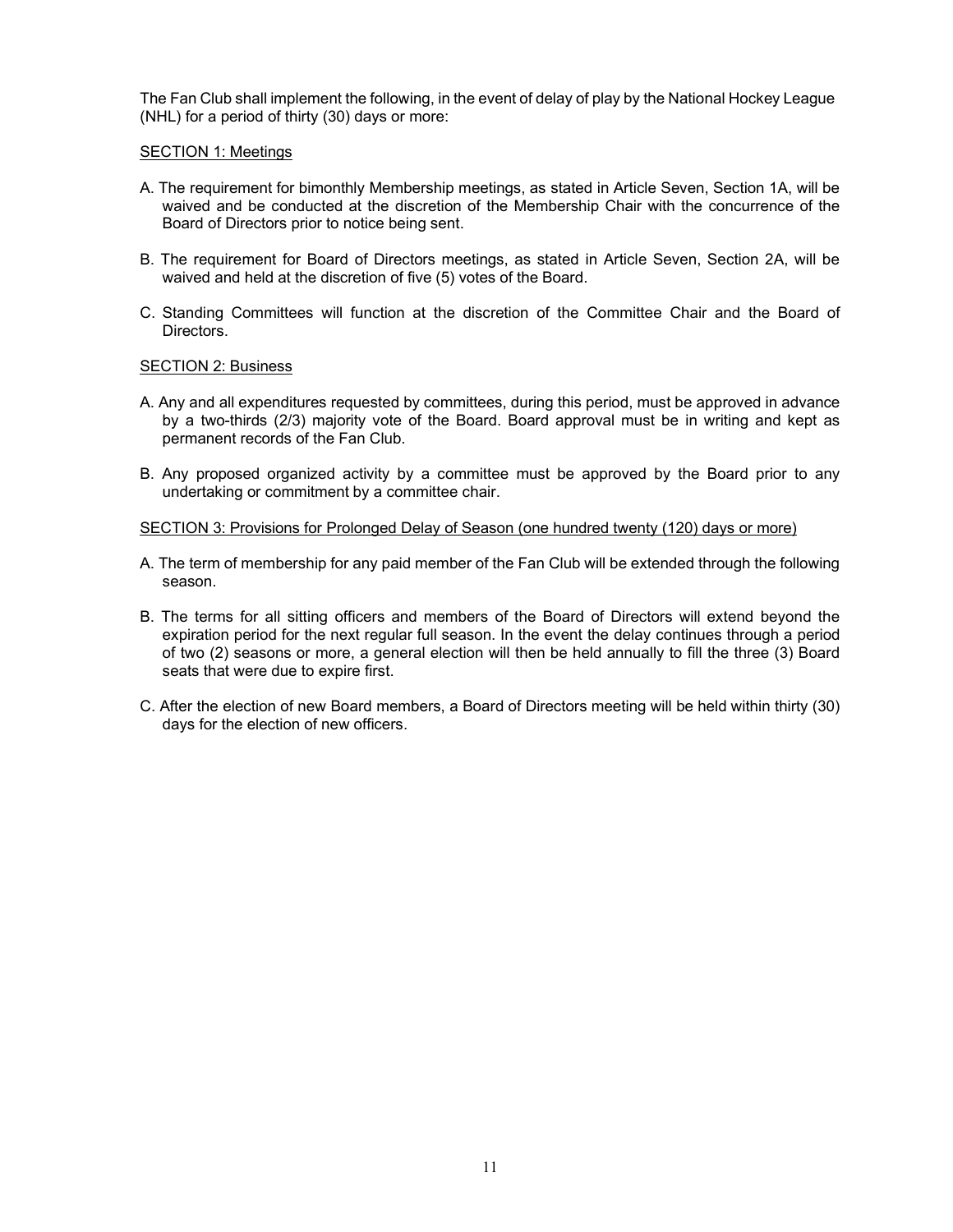The Fan Club shall implement the following, in the event of delay of play by the National Hockey League (NHL) for a period of thirty (30) days or more:

<u>SECTION 1: Meetings</u>

A. The requirement for bimonthly Membership meetings, as stated in Article Seven, Section 1A, will be waived and be conducted at the discretion of the Membership Chair with the concurrence of the Board of Directors prior to notice being sent.

B. The requirement for Board of Directors meetings, as stated in Article Seven, Section 2A, will be waived and held at the discretion of five (5) votes of the Board.

C. Standing Committees will function at the discretion of the Committee Chair and the Board of Directors.

<u>SECTION 2: Business</u>

A. Any and all expenditures requested by committees, during this period, must be approved in advance by a two-thirds (2/3) majority vote of the Board. Board approval must be in writing and kept as permanent records of the Fan Club.

B. Any proposed organized activity by a committee must be approved by the Board prior to any undertaking or commitment by a committee chair.

<u>SECTION 3: Provisions for Prolonged Delay of Season (one hundred twenty (120) days or more)</u>

A. The term of membership for any paid member of the Fan Club will be extended through the following season.

B. The terms for all sitting officers and members of the Board of Directors will extend beyond the expiration period for the next regular full season. In the event the delay continues through a period of two (2) seasons or more, a general election will then be held annually to fill the three (3) Board seats that were due to expire first.

C. After the election of new Board members, a Board of Directors meeting will be held within thirty (30) days for the election of new officers.